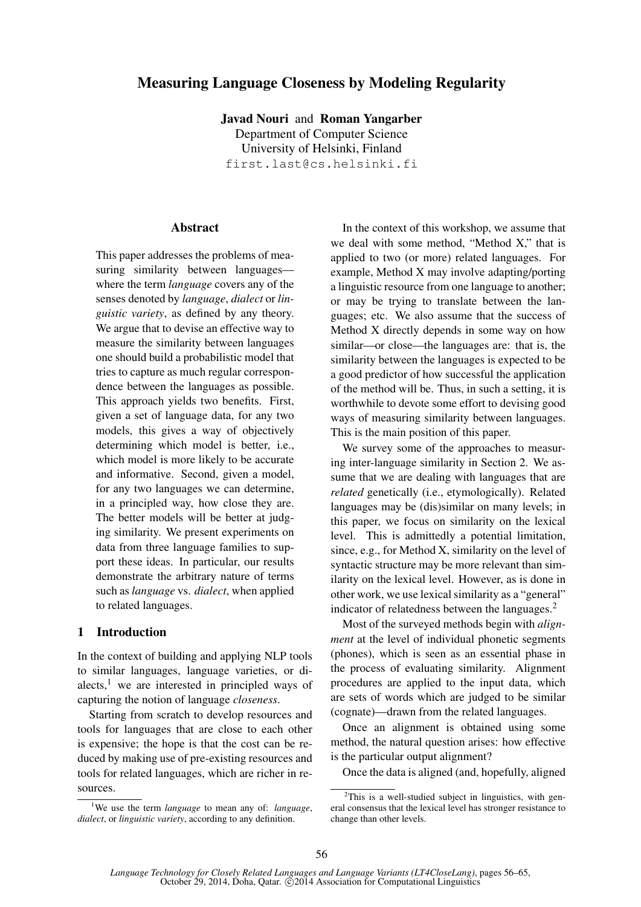# Measuring Language Closeness by Modeling Regularity

**Javad Nouri** and **Roman Yangarber**
Department of Computer Science
University of Helsinki, Finland
first.last@cs.helsinki.fi

## Abstract

This paper addresses the problems of measuring similarity between languages—where the term *language* covers any of the senses denoted by *language*, *dialect* or *linguistic variety*, as defined by any theory. We argue that to devise an effective way to measure the similarity between languages one should build a probabilistic model that tries to capture as much regular correspondence between the languages as possible. This approach yields two benefits. First, given a set of language data, for any two models, this gives a way of objectively determining which model is better, i.e., which model is more likely to be accurate and informative. Second, given a model, for any two languages we can determine, in a principled way, how close they are. The better models will be better at judging similarity. We present experiments on data from three language families to support these ideas. In particular, our results demonstrate the arbitrary nature of terms such as *language* vs. *dialect*, when applied to related languages.

## 1 Introduction

In the context of building and applying NLP tools to similar languages, language varieties, or dialects,[1] we are interested in principled ways of capturing the notion of language *closeness*.

Starting from scratch to develop resources and tools for languages that are close to each other is expensive; the hope is that the cost can be reduced by making use of pre-existing resources and tools for related languages, which are richer in resources.

In the context of this workshop, we assume that we deal with some method, "Method X," that is applied to two (or more) related languages. For example, Method X may involve adapting/porting a linguistic resource from one language to another; or may be trying to translate between the languages; etc. We also assume that the success of Method X directly depends in some way on how similar—or close—the languages are: that is, the similarity between the languages is expected to be a good predictor of how successful the application of the method will be. Thus, in such a setting, it is worthwhile to devote some effort to devising good ways of measuring similarity between languages. This is the main position of this paper.

We survey some of the approaches to measuring inter-language similarity in Section 2. We assume that we are dealing with languages that are *related* genetically (i.e., etymologically). Related languages may be (dis)similar on many levels; in this paper, we focus on similarity on the lexical level. This is admittedly a potential limitation, since, e.g., for Method X, similarity on the level of syntactic structure may be more relevant than similarity on the lexical level. However, as is done in other work, we use lexical similarity as a "general" indicator of relatedness between the languages.[2]

Most of the surveyed methods begin with *alignment* at the level of individual phonetic segments (phones), which is seen as an essential phase in the process of evaluating similarity. Alignment procedures are applied to the input data, which are sets of words which are judged to be similar (cognate)—drawn from the related languages.

Once an alignment is obtained using some method, the natural question arises: how effective is the particular output alignment?

Once the data is aligned (and, hopefully, aligned

[1] We use the term *language* to mean any of: *language*, *dialect*, or *linguistic variety*, according to any definition.

[2] This is a well-studied subject in linguistics, with general consensus that the lexical level has stronger resistance to change than other levels.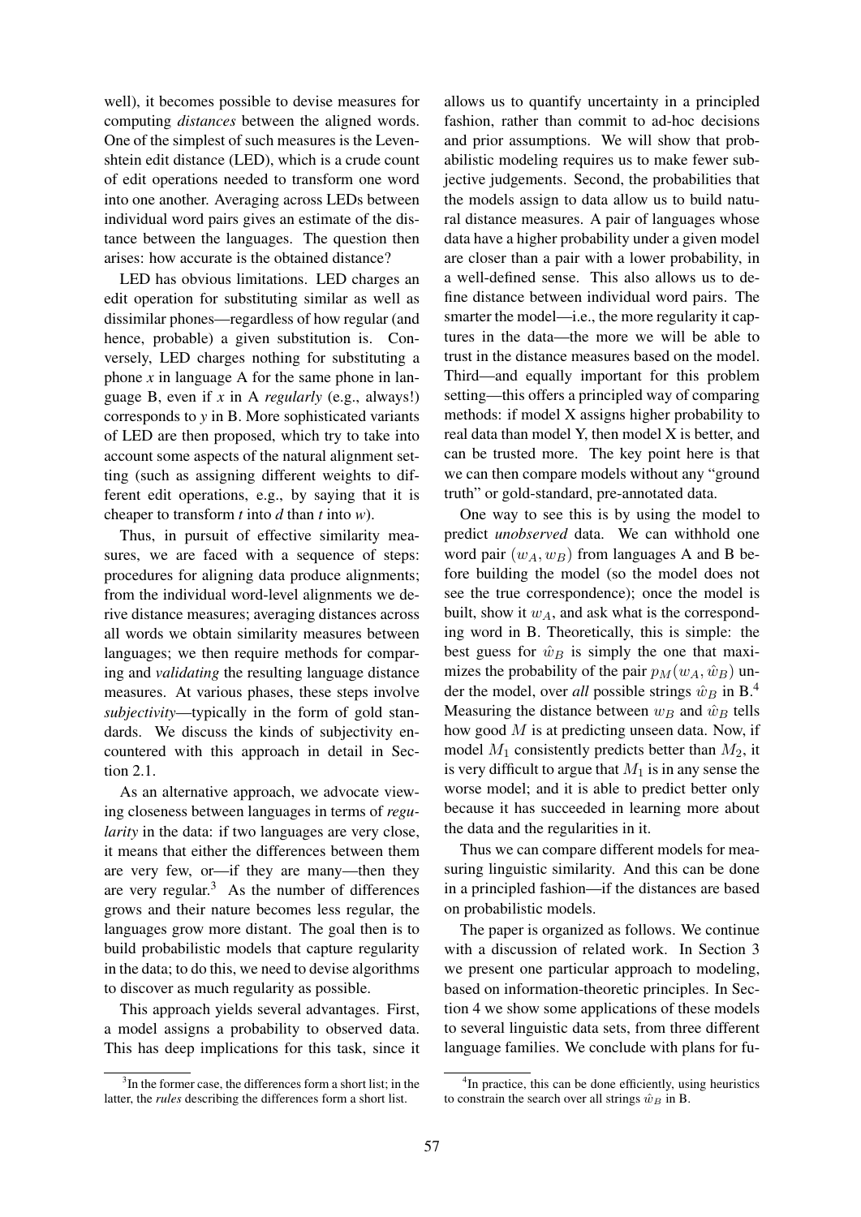well), it becomes possible to devise measures for computing *distances* between the aligned words. One of the simplest of such measures is the Levenshtein edit distance (LED), which is a crude count of edit operations needed to transform one word into one another. Averaging across LEDs between individual word pairs gives an estimate of the distance between the languages. The question then arises: how accurate is the obtained distance?

LED has obvious limitations. LED charges an edit operation for substituting similar as well as dissimilar phones—regardless of how regular (and hence, probable) a given substitution is. Conversely, LED charges nothing for substituting a phone *x* in language A for the same phone in language B, even if *x* in A *regularly* (e.g., always!) corresponds to *y* in B. More sophisticated variants of LED are then proposed, which try to take into account some aspects of the natural alignment setting (such as assigning different weights to different edit operations, e.g., by saying that it is cheaper to transform *t* into *d* than *t* into *w*).

Thus, in pursuit of effective similarity measures, we are faced with a sequence of steps: procedures for aligning data produce alignments; from the individual word-level alignments we derive distance measures; averaging distances across all words we obtain similarity measures between languages; we then require methods for comparing and *validating* the resulting language distance measures. At various phases, these steps involve *subjectivity*—typically in the form of gold standards. We discuss the kinds of subjectivity encountered with this approach in detail in Section 2.1.

As an alternative approach, we advocate viewing closeness between languages in terms of *regularity* in the data: if two languages are very close, it means that either the differences between them are very few, or—if they are many—then they are very regular.[3] As the number of differences grows and their nature becomes less regular, the languages grow more distant. The goal then is to build probabilistic models that capture regularity in the data; to do this, we need to devise algorithms to discover as much regularity as possible.

This approach yields several advantages. First, a model assigns a probability to observed data. This has deep implications for this task, since it allows us to quantify uncertainty in a principled fashion, rather than commit to ad-hoc decisions and prior assumptions. We will show that probabilistic modeling requires us to make fewer subjective judgements. Second, the probabilities that the models assign to data allow us to build natural distance measures. A pair of languages whose data have a higher probability under a given model are closer than a pair with a lower probability, in a well-defined sense. This also allows us to define distance between individual word pairs. The smarter the model—i.e., the more regularity it captures in the data—the more we will be able to trust in the distance measures based on the model. Third—and equally important for this problem setting—this offers a principled way of comparing methods: if model X assigns higher probability to real data than model Y, then model X is better, and can be trusted more. The key point here is that we can then compare models without any "ground truth" or gold-standard, pre-annotated data.

One way to see this is by using the model to predict *unobserved* data. We can withhold one word pair $(w_A, w_B)$ from languages A and B before building the model (so the model does not see the true correspondence); once the model is built, show it $w_A$, and ask what is the corresponding word in B. Theoretically, this is simple: the best guess for $\hat{w}_B$ is simply the one that maximizes the probability of the pair $p_M(w_A, \hat{w}_B)$ under the model, over *all* possible strings $\hat{w}_B$ in B.[4] Measuring the distance between $w_B$ and $\hat{w}_B$ tells how good $M$ is at predicting unseen data. Now, if model $M_1$ consistently predicts better than $M_2$, it is very difficult to argue that $M_1$ is in any sense the worse model; and it is able to predict better only because it has succeeded in learning more about the data and the regularities in it.

Thus we can compare different models for measuring linguistic similarity. And this can be done in a principled fashion—if the distances are based on probabilistic models.

The paper is organized as follows. We continue with a discussion of related work. In Section 3 we present one particular approach to modeling, based on information-theoretic principles. In Section 4 we show some applications of these models to several linguistic data sets, from three different language families. We conclude with plans for fu-

[3] In the former case, the differences form a short list; in the latter, the *rules* describing the differences form a short list.

[4] In practice, this can be done efficiently, using heuristics to constrain the search over all strings $\hat{w}_B$ in B.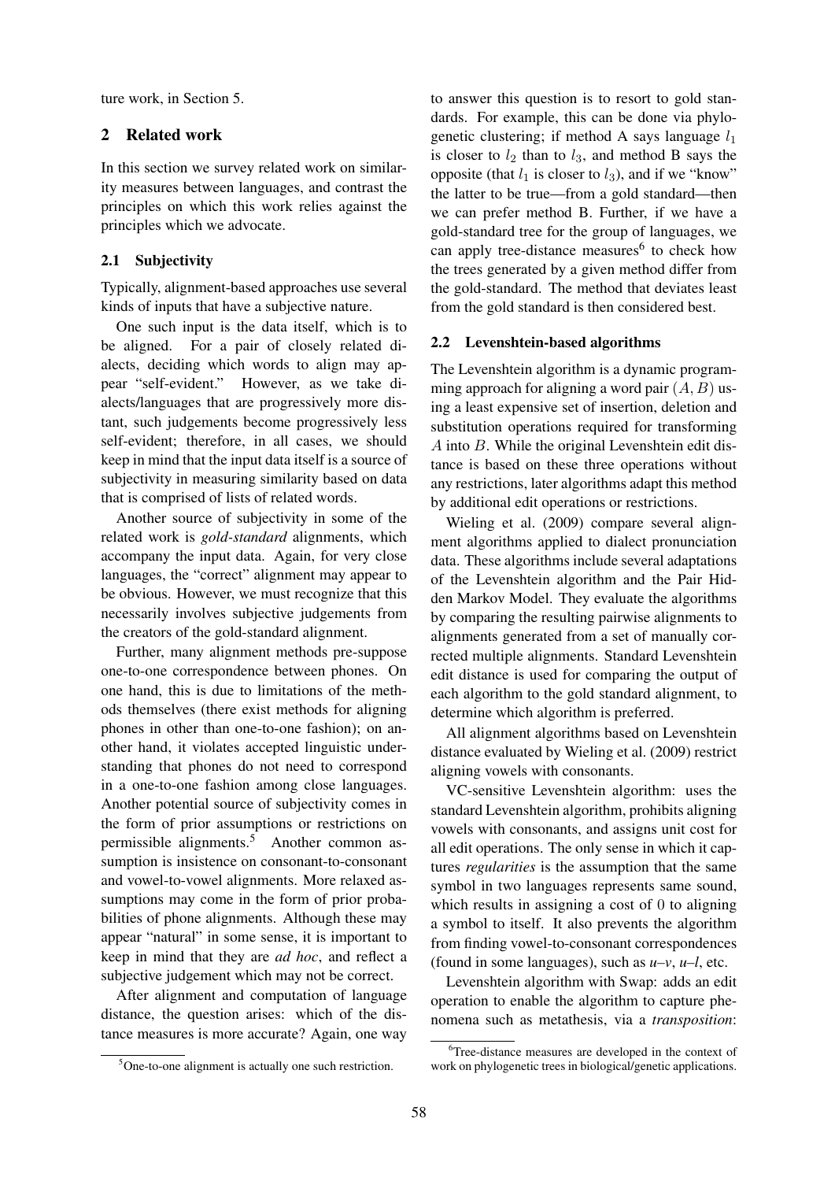ture work, in Section 5.

## 2 Related work

In this section we survey related work on similarity measures between languages, and contrast the principles on which this work relies against the principles which we advocate.

### 2.1 Subjectivity

Typically, alignment-based approaches use several kinds of inputs that have a subjective nature.

One such input is the data itself, which is to be aligned. For a pair of closely related dialects, deciding which words to align may appear "self-evident." However, as we take dialects/languages that are progressively more distant, such judgements become progressively less self-evident; therefore, in all cases, we should keep in mind that the input data itself is a source of subjectivity in measuring similarity based on data that is comprised of lists of related words.

Another source of subjectivity in some of the related work is *gold-standard* alignments, which accompany the input data. Again, for very close languages, the "correct" alignment may appear to be obvious. However, we must recognize that this necessarily involves subjective judgements from the creators of the gold-standard alignment.

Further, many alignment methods pre-suppose one-to-one correspondence between phones. On one hand, this is due to limitations of the methods themselves (there exist methods for aligning phones in other than one-to-one fashion); on another hand, it violates accepted linguistic understanding that phones do not need to correspond in a one-to-one fashion among close languages. Another potential source of subjectivity comes in the form of prior assumptions or restrictions on permissible alignments.[5] Another common assumption is insistence on consonant-to-consonant and vowel-to-vowel alignments. More relaxed assumptions may come in the form of prior probabilities of phone alignments. Although these may appear "natural" in some sense, it is important to keep in mind that they are *ad hoc*, and reflect a subjective judgement which may not be correct.

After alignment and computation of language distance, the question arises: which of the distance measures is more accurate? Again, one way to answer this question is to resort to gold standards. For example, this can be done via phylogenetic clustering; if method A says language $l_1$ is closer to $l_2$ than to $l_3$, and method B says the opposite (that $l_1$ is closer to $l_3$), and if we "know" the latter to be true—from a gold standard—then we can prefer method B. Further, if we have a gold-standard tree for the group of languages, we can apply tree-distance measures[6] to check how the trees generated by a given method differ from the gold-standard. The method that deviates least from the gold standard is then considered best.

### 2.2 Levenshtein-based algorithms

The Levenshtein algorithm is a dynamic programming approach for aligning a word pair $(A, B)$ using a least expensive set of insertion, deletion and substitution operations required for transforming $A$ into $B$. While the original Levenshtein edit distance is based on these three operations without any restrictions, later algorithms adapt this method by additional edit operations or restrictions.

Wieling et al. (2009) compare several alignment algorithms applied to dialect pronunciation data. These algorithms include several adaptations of the Levenshtein algorithm and the Pair Hidden Markov Model. They evaluate the algorithms by comparing the resulting pairwise alignments to alignments generated from a set of manually corrected multiple alignments. Standard Levenshtein edit distance is used for comparing the output of each algorithm to the gold standard alignment, to determine which algorithm is preferred.

All alignment algorithms based on Levenshtein distance evaluated by Wieling et al. (2009) restrict aligning vowels with consonants.

VC-sensitive Levenshtein algorithm: uses the standard Levenshtein algorithm, prohibits aligning vowels with consonants, and assigns unit cost for all edit operations. The only sense in which it captures *regularities* is the assumption that the same symbol in two languages represents same sound, which results in assigning a cost of 0 to aligning a symbol to itself. It also prevents the algorithm from finding vowel-to-consonant correspondences (found in some languages), such as *u–v*, *u–l*, etc.

Levenshtein algorithm with Swap: adds an edit operation to enable the algorithm to capture phenomena such as metathesis, via a *transposition*:

[5] One-to-one alignment is actually one such restriction.

[6] Tree-distance measures are developed in the context of work on phylogenetic trees in biological/genetic applications.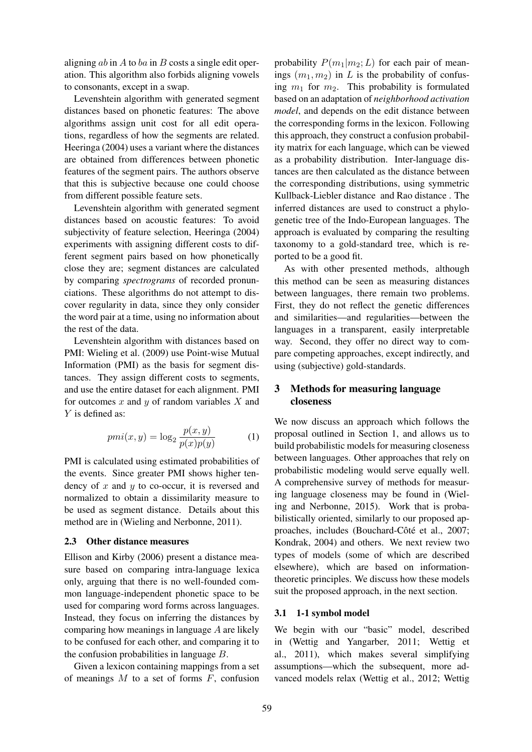aligning $ab$ in $A$ to $ba$ in $B$ costs a single edit operation. This algorithm also forbids aligning vowels to consonants, except in a swap.

Levenshtein algorithm with generated segment distances based on phonetic features: The above algorithms assign unit cost for all edit operations, regardless of how the segments are related. Heeringa (2004) uses a variant where the distances are obtained from differences between phonetic features of the segment pairs. The authors observe that this is subjective because one could choose from different possible feature sets.

Levenshtein algorithm with generated segment distances based on acoustic features: To avoid subjectivity of feature selection, Heeringa (2004) experiments with assigning different costs to different segment pairs based on how phonetically close they are; segment distances are calculated by comparing *spectrograms* of recorded pronunciations. These algorithms do not attempt to discover regularity in data, since they only consider the word pair at a time, using no information about the rest of the data.

Levenshtein algorithm with distances based on PMI: Wieling et al. (2009) use Point-wise Mutual Information (PMI) as the basis for segment distances. They assign different costs to segments, and use the entire dataset for each alignment. PMI for outcomes $x$ and $y$ of random variables $X$ and $Y$ is defined as:

$$pmi(x, y) = \log_2 \frac{p(x, y)}{p(x)p(y)} \tag{1}$$

PMI is calculated using estimated probabilities of the events. Since greater PMI shows higher tendency of $x$ and $y$ to co-occur, it is reversed and normalized to obtain a dissimilarity measure to be used as segment distance. Details about this method are in (Wieling and Nerbonne, 2011).

### 2.3 Other distance measures

Ellison and Kirby (2006) present a distance measure based on comparing intra-language lexica only, arguing that there is no well-founded common language-independent phonetic space to be used for comparing word forms across languages. Instead, they focus on inferring the distances by comparing how meanings in language $A$ are likely to be confused for each other, and comparing it to the confusion probabilities in language $B$.

Given a lexicon containing mappings from a set of meanings $M$ to a set of forms $F$, confusion probability $P(m_1|m_2; L)$ for each pair of meanings $(m_1, m_2)$ in $L$ is the probability of confusing $m_1$ for $m_2$. This probability is formulated based on an adaptation of *neighborhood activation model*, and depends on the edit distance between the corresponding forms in the lexicon. Following this approach, they construct a confusion probability matrix for each language, which can be viewed as a probability distribution. Inter-language distances are then calculated as the distance between the corresponding distributions, using symmetric Kullback-Liebler distance and Rao distance . The inferred distances are used to construct a phylogenetic tree of the Indo-European languages. The approach is evaluated by comparing the resulting taxonomy to a gold-standard tree, which is reported to be a good fit.

As with other presented methods, although this method can be seen as measuring distances between languages, there remain two problems. First, they do not reflect the genetic differences and similarities—and regularities—between the languages in a transparent, easily interpretable way. Second, they offer no direct way to compare competing approaches, except indirectly, and using (subjective) gold-standards.

## 3 Methods for measuring language closeness

We now discuss an approach which follows the proposal outlined in Section 1, and allows us to build probabilistic models for measuring closeness between languages. Other approaches that rely on probabilistic modeling would serve equally well. A comprehensive survey of methods for measuring language closeness may be found in (Wieling and Nerbonne, 2015). Work that is probabilistically oriented, similarly to our proposed approaches, includes (Bouchard-Côté et al., 2007; Kondrak, 2004) and others. We next review two types of models (some of which are described elsewhere), which are based on information-theoretic principles. We discuss how these models suit the proposed approach, in the next section.

### 3.1 1-1 symbol model

We begin with our "basic" model, described in (Wettig and Yangarber, 2011; Wettig et al., 2011), which makes several simplifying assumptions—which the subsequent, more advanced models relax (Wettig et al., 2012; Wettig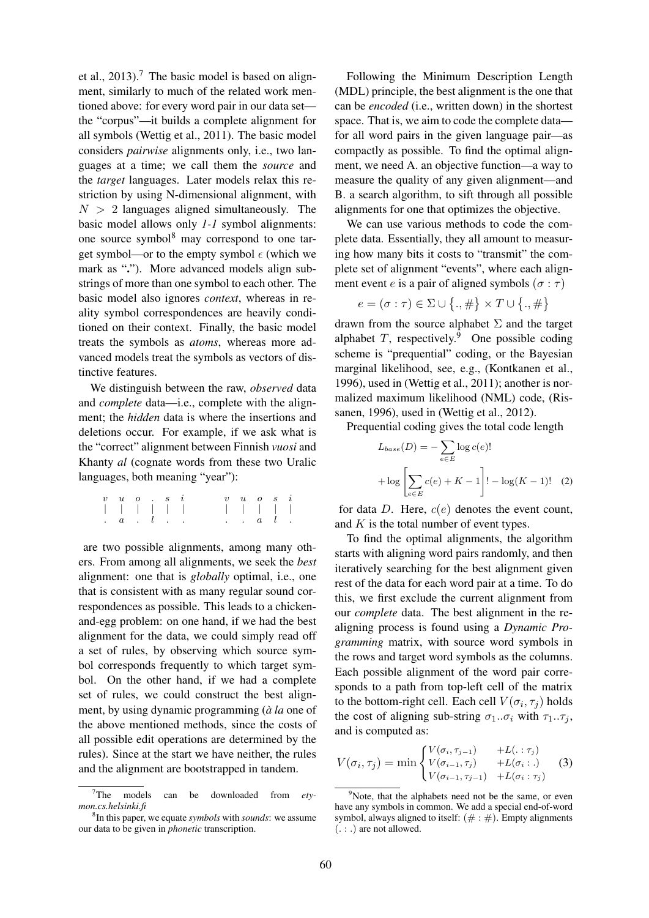et al., 2013).[7] The basic model is based on alignment, similarly to much of the related work mentioned above: for every word pair in our data set—the "corpus"—it builds a complete alignment for all symbols (Wettig et al., 2011). The basic model considers *pairwise* alignments only, i.e., two languages at a time; we call them the *source* and the *target* languages. Later models relax this restriction by using N-dimensional alignment, with $N > 2$ languages aligned simultaneously. The basic model allows only *1-1* symbol alignments: one source symbol[8] may correspond to one target symbol—or to the empty symbol $\epsilon$ (which we mark as "."). More advanced models align substrings of more than one symbol to each other. The basic model also ignores *context*, whereas in reality symbol correspondences are heavily conditioned on their context. Finally, the basic model treats the symbols as *atoms*, whereas more advanced models treat the symbols as vectors of distinctive features.

We distinguish between the raw, *observed* data and *complete* data—i.e., complete with the alignment; the *hidden* data is where the insertions and deletions occur. For example, if we ask what is the "correct" alignment between Finnish *vuosi* and Khanty *al* (cognate words from these two Uralic languages, both meaning "year"):

$$\begin{array}{cccccc} v & u & o & . & s & i \\ | & | & | & | & | & | \\ . & a & . & l & . & . \end{array} \qquad \begin{array}{ccccc} v & u & o & s & i \\ | & | & | & | & | \\ . & . & a & l & . \end{array}$$

are two possible alignments, among many others. From among all alignments, we seek the *best* alignment: one that is *globally* optimal, i.e., one that is consistent with as many regular sound correspondences as possible. This leads to a chicken-and-egg problem: on one hand, if we had the best alignment for the data, we could simply read off a set of rules, by observing which source symbol corresponds frequently to which target symbol. On the other hand, if we had a complete set of rules, we could construct the best alignment, by using dynamic programming (*à la* one of the above mentioned methods, since the costs of all possible edit operations are determined by the rules). Since at the start we have neither, the rules and the alignment are bootstrapped in tandem.

Following the Minimum Description Length (MDL) principle, the best alignment is the one that can be *encoded* (i.e., written down) in the shortest space. That is, we aim to code the complete data—for all word pairs in the given language pair—as compactly as possible. To find the optimal alignment, we need A. an objective function—a way to measure the quality of any given alignment—and B. a search algorithm, to sift through all possible alignments for one that optimizes the objective.

We can use various methods to code the complete data. Essentially, they all amount to measuring how many bits it costs to "transmit" the complete set of alignment "events", where each alignment event $e$ is a pair of aligned symbols $(\sigma : \tau)$

$$e = (\sigma : \tau) \in \Sigma \cup \{., \#\} \times T \cup \{., \#\}$$

drawn from the source alphabet $\Sigma$ and the target alphabet $T$, respectively.[9] One possible coding scheme is "prequential" coding, or the Bayesian marginal likelihood, see, e.g., (Kontkanen et al., 1996), used in (Wettig et al., 2011); another is normalized maximum likelihood (NML) code, (Rissanen, 1996), used in (Wettig et al., 2012).

Prequential coding gives the total code length

$$L_{base}(D) = -\sum_{e \in E} \log c(e)! + \log \left[ \sum_{e \in E} c(e) + K - 1 \right]! - \log(K-1)! \quad (2)$$

for data $D$. Here, $c(e)$ denotes the event count, and $K$ is the total number of event types.

To find the optimal alignments, the algorithm starts with aligning word pairs randomly, and then iteratively searching for the best alignment given rest of the data for each word pair at a time. To do this, we first exclude the current alignment from our *complete* data. The best alignment in the re-aligning process is found using a *Dynamic Programming* matrix, with source word symbols in the rows and target word symbols as the columns. Each possible alignment of the word pair corresponds to a path from top-left cell of the matrix to the bottom-right cell. Each cell $V(\sigma_i, \tau_j)$ holds the cost of aligning sub-string $\sigma_1..\sigma_i$ with $\tau_1..\tau_j$, and is computed as:

$$V(\sigma_i, \tau_j) = \min \begin{cases} V(\sigma_i, \tau_{j-1}) & +L(. : \tau_j) \\ V(\sigma_{i-1}, \tau_j) & +L(\sigma_i : .) \\ V(\sigma_{i-1}, \tau_{j-1}) & +L(\sigma_i : \tau_j) \end{cases} \quad (3)$$

---

[7] The models can be downloaded from *etymon.cs.helsinki.fi*

[8] In this paper, we equate *symbols* with *sounds*: we assume our data to be given in *phonetic* transcription.

[9] Note, that the alphabets need not be the same, or even have any symbols in common. We add a special end-of-word symbol, always aligned to itself: $(\# : \#)$. Empty alignments $(. : .)$ are not allowed.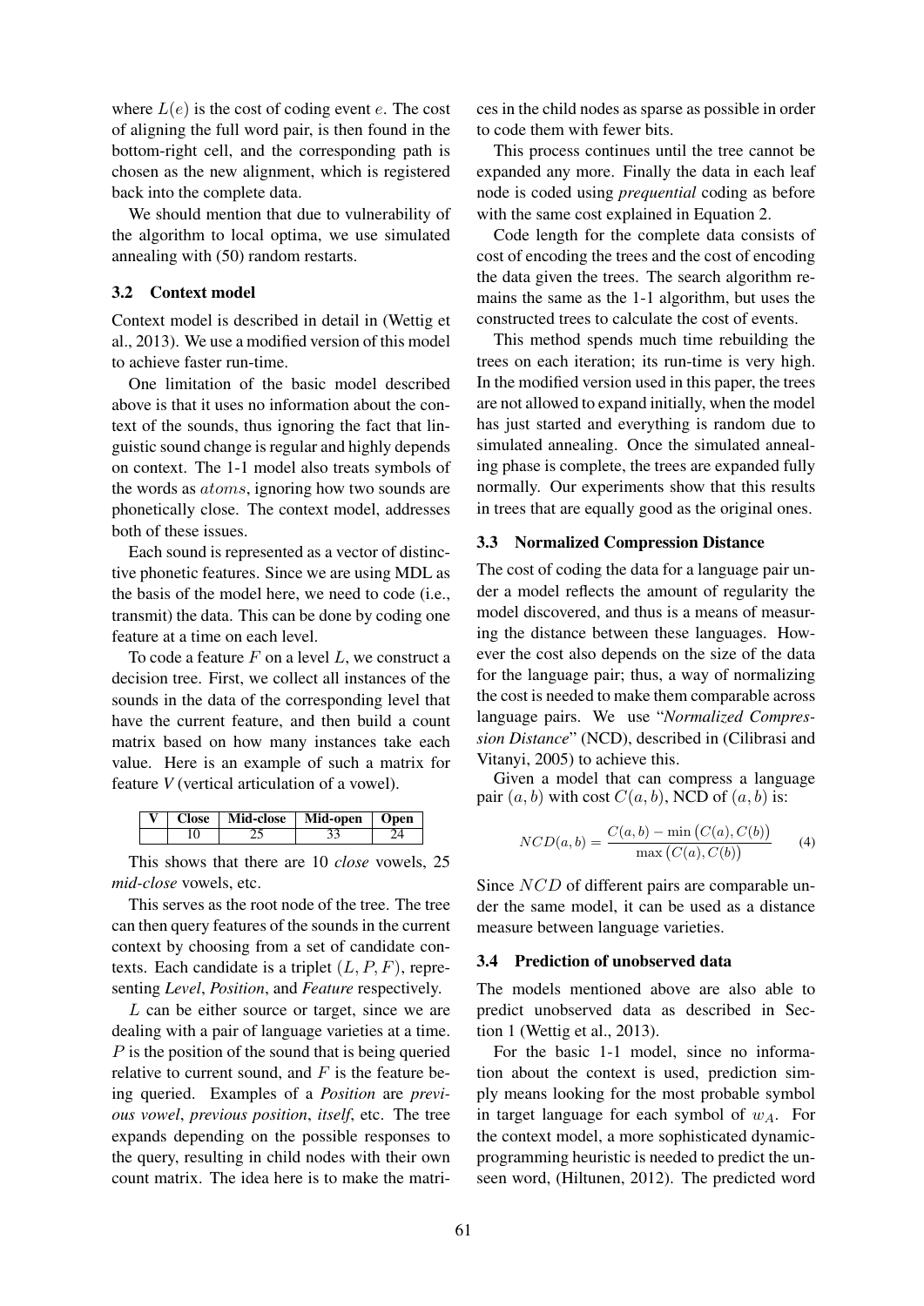where $L(e)$ is the cost of coding event $e$. The cost of aligning the full word pair, is then found in the bottom-right cell, and the corresponding path is chosen as the new alignment, which is registered back into the complete data.

We should mention that due to vulnerability of the algorithm to local optima, we use simulated annealing with (50) random restarts.

### 3.2 Context model

Context model is described in detail in (Wettig et al., 2013). We use a modified version of this model to achieve faster run-time.

One limitation of the basic model described above is that it uses no information about the context of the sounds, thus ignoring the fact that linguistic sound change is regular and highly depends on context. The 1-1 model also treats symbols of the words as $atoms$, ignoring how two sounds are phonetically close. The context model, addresses both of these issues.

Each sound is represented as a vector of distinctive phonetic features. Since we are using MDL as the basis of the model here, we need to code (i.e., transmit) the data. This can be done by coding one feature at a time on each level.

To code a feature $F$ on a level $L$, we construct a decision tree. First, we collect all instances of the sounds in the data of the corresponding level that have the current feature, and then build a count matrix based on how many instances take each value. Here is an example of such a matrix for feature *V* (vertical articulation of a vowel).

| V | Close | Mid-close | Mid-open | Open |
|---|---|---|---|---|
| | 10 | 25 | 33 | 24 |

This shows that there are 10 *close* vowels, 25 *mid-close* vowels, etc.

This serves as the root node of the tree. The tree can then query features of the sounds in the current context by choosing from a set of candidate contexts. Each candidate is a triplet $(L, P, F)$, representing *Level*, *Position*, and *Feature* respectively.

$L$ can be either source or target, since we are dealing with a pair of language varieties at a time. $P$ is the position of the sound that is being queried relative to current sound, and $F$ is the feature being queried. Examples of a *Position* are *previous vowel*, *previous position*, *itself*, etc. The tree expands depending on the possible responses to the query, resulting in child nodes with their own count matrix. The idea here is to make the matrices in the child nodes as sparse as possible in order to code them with fewer bits.

This process continues until the tree cannot be expanded any more. Finally the data in each leaf node is coded using *prequential* coding as before with the same cost explained in Equation 2.

Code length for the complete data consists of cost of encoding the trees and the cost of encoding the data given the trees. The search algorithm remains the same as the 1-1 algorithm, but uses the constructed trees to calculate the cost of events.

This method spends much time rebuilding the trees on each iteration; its run-time is very high. In the modified version used in this paper, the trees are not allowed to expand initially, when the model has just started and everything is random due to simulated annealing. Once the simulated annealing phase is complete, the trees are expanded fully normally. Our experiments show that this results in trees that are equally good as the original ones.

### 3.3 Normalized Compression Distance

The cost of coding the data for a language pair under a model reflects the amount of regularity the model discovered, and thus is a means of measuring the distance between these languages. However the cost also depends on the size of the data for the language pair; thus, a way of normalizing the cost is needed to make them comparable across language pairs. We use "*Normalized Compression Distance*" (NCD), described in (Cilibrasi and Vitanyi, 2005) to achieve this.

Given a model that can compress a language pair $(a, b)$ with cost $C(a, b)$, NCD of $(a, b)$ is:

$$NCD(a,b) = \frac{C(a,b) - \min\big(C(a), C(b)\big)}{\max\big(C(a), C(b)\big)} \qquad (4)$$

Since $NCD$ of different pairs are comparable under the same model, it can be used as a distance measure between language varieties.

### 3.4 Prediction of unobserved data

The models mentioned above are also able to predict unobserved data as described in Section 1 (Wettig et al., 2013).

For the basic 1-1 model, since no information about the context is used, prediction simply means looking for the most probable symbol in target language for each symbol of $w_A$. For the context model, a more sophisticated dynamic-programming heuristic is needed to predict the unseen word, (Hiltunen, 2012). The predicted word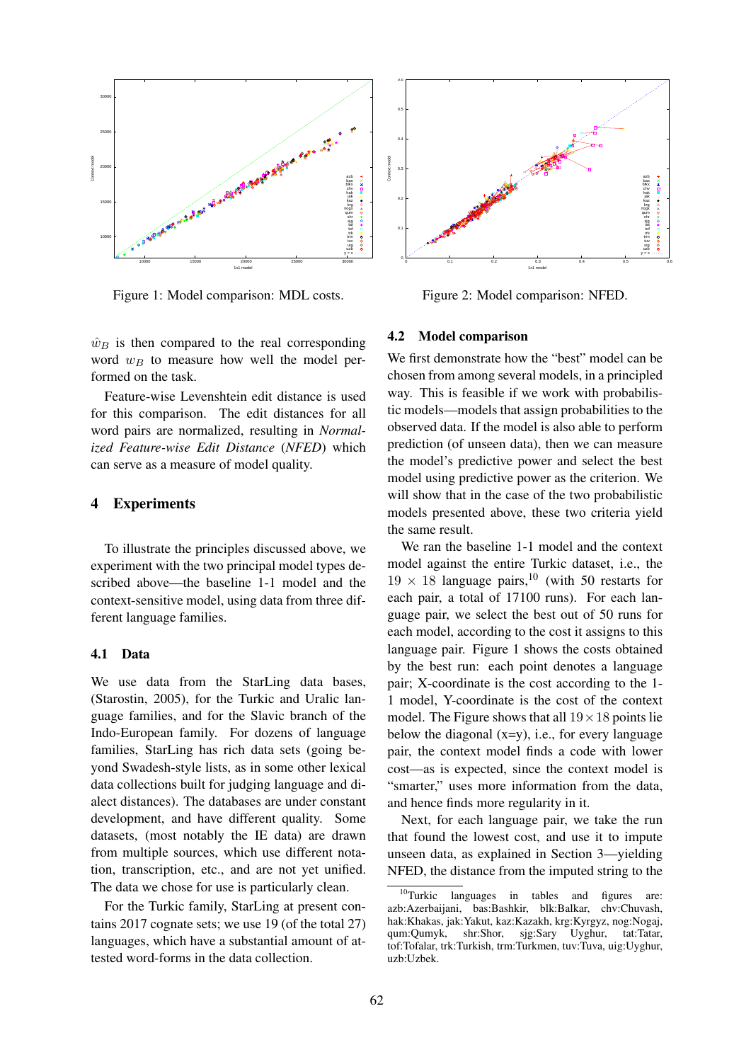Figure 1: Model comparison: MDL costs.

Figure 2: Model comparison: NFED.

$\hat{w}_B$ is then compared to the real corresponding word $w_B$ to measure how well the model performed on the task.

Feature-wise Levenshtein edit distance is used for this comparison. The edit distances for all word pairs are normalized, resulting in *Normalized Feature-wise Edit Distance* (*NFED*) which can serve as a measure of model quality.

## 4 Experiments

To illustrate the principles discussed above, we experiment with the two principal model types described above—the baseline 1-1 model and the context-sensitive model, using data from three different language families.

### 4.1 Data

We use data from the StarLing data bases, (Starostin, 2005), for the Turkic and Uralic language families, and for the Slavic branch of the Indo-European family. For dozens of language families, StarLing has rich data sets (going beyond Swadesh-style lists, as in some other lexical data collections built for judging language and dialect distances). The databases are under constant development, and have different quality. Some datasets, (most notably the IE data) are drawn from multiple sources, which use different notation, transcription, etc., and are not yet unified. The data we chose for use is particularly clean.

For the Turkic family, StarLing at present contains 2017 cognate sets; we use 19 (of the total 27) languages, which have a substantial amount of attested word-forms in the data collection.

### 4.2 Model comparison

We first demonstrate how the "best" model can be chosen from among several models, in a principled way. This is feasible if we work with probabilistic models—models that assign probabilities to the observed data. If the model is also able to perform prediction (of unseen data), then we can measure the model's predictive power and select the best model using predictive power as the criterion. We will show that in the case of the two probabilistic models presented above, these two criteria yield the same result.

We ran the baseline 1-1 model and the context model against the entire Turkic dataset, i.e., the $19 \times 18$ language pairs,[10] (with 50 restarts for each pair, a total of 17100 runs). For each language pair, we select the best out of 50 runs for each model, according to the cost it assigns to this language pair. Figure 1 shows the costs obtained by the best run: each point denotes a language pair; X-coordinate is the cost according to the 1-1 model, Y-coordinate is the cost of the context model. The Figure shows that all $19 \times 18$ points lie below the diagonal (x=y), i.e., for every language pair, the context model finds a code with lower cost—as is expected, since the context model is "smarter," uses more information from the data, and hence finds more regularity in it.

Next, for each language pair, we take the run that found the lowest cost, and use it to impute unseen data, as explained in Section 3—yielding NFED, the distance from the imputed string to the

[10] Turkic languages in tables and figures are: azb:Azerbaijani, bas:Bashkir, blk:Balkar, chv:Chuvash, hak:Khakas, jak:Yakut, kaz:Kazakh, krg:Kyrgyz, nog:Nogaj, qum:Qumyk, shr:Shor, sjg:Sary Uyghur, tat:Tatar, tof:Tofalar, trk:Turkish, trm:Turkmen, tuv:Tuva, uig:Uyghur, uzb:Uzbek.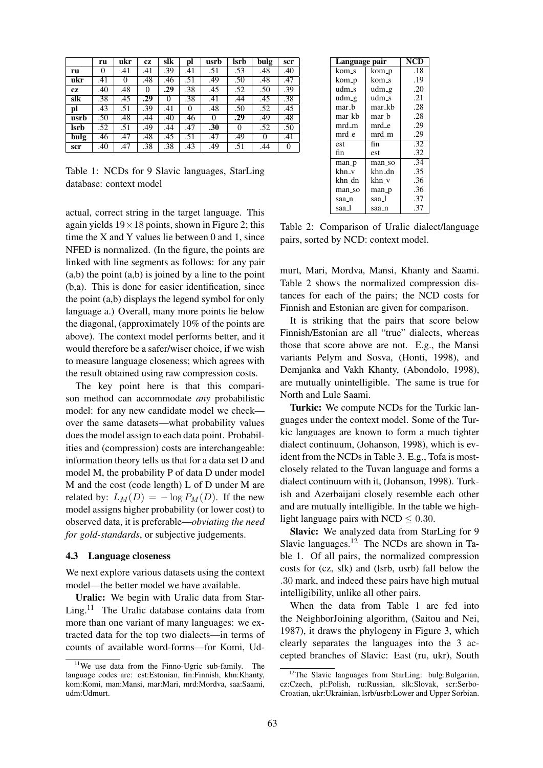|  | ru | ukr | cz | slk | pl | usrb | lsrb | bulg | scr |
|---|---|---|---|---|---|---|---|---|---|
| **ru** | 0 | .41 | .41 | .39 | .41 | .51 | .53 | .48 | .40 |
| **ukr** | .41 | 0 | .48 | .46 | .51 | .49 | .50 | .48 | .47 |
| **cz** | .40 | .48 | 0 | **.29** | .38 | .45 | .52 | .50 | .39 |
| **slk** | .38 | .45 | **.29** | 0 | .38 | .41 | .44 | .45 | .38 |
| **pl** | .43 | .51 | .39 | .41 | 0 | .48 | .50 | .52 | .45 |
| **usrb** | .50 | .48 | .44 | .40 | .46 | 0 | **.29** | .49 | .48 |
| **lsrb** | .52 | .51 | .49 | .44 | .47 | **.30** | 0 | .52 | .50 |
| **bulg** | .46 | .47 | .48 | .45 | .51 | .47 | .49 | 0 | .41 |
| **scr** | .40 | .47 | .38 | .38 | .43 | .49 | .51 | .44 | 0 |

Table 1: NCDs for 9 Slavic languages, StarLing database: context model

actual, correct string in the target language. This again yields $19 \times 18$ points, shown in Figure 2; this time the X and Y values lie between 0 and 1, since NFED is normalized. (In the figure, the points are linked with line segments as follows: for any pair (a,b) the point (a,b) is joined by a line to the point (b,a). This is done for easier identification, since the point (a,b) displays the legend symbol for only language a.) Overall, many more points lie below the diagonal, (approximately 10% of the points are above). The context model performs better, and it would therefore be a safer/wiser choice, if we wish to measure language closeness; which agrees with the result obtained using raw compression costs.

The key point here is that this comparison method can accommodate *any* probabilistic model: for any new candidate model we check—over the same datasets—what probability values does the model assign to each data point. Probabilities and (compression) costs are interchangeable: information theory tells us that for a data set D and model M, the probability P of data D under model M and the cost (code length) L of D under M are related by: $L_M(D) = -\log P_M(D)$. If the new model assigns higher probability (or lower cost) to observed data, it is preferable—*obviating the need for gold-standards*, or subjective judgements.

### 4.3 Language closeness

We next explore various datasets using the context model—the better model we have available.

**Uralic:** We begin with Uralic data from StarLing.[11] The Uralic database contains data from more than one variant of many languages: we extracted data for the top two dialects—in terms of counts of available word-forms—for Komi, Udmurt, Mari, Mordva, Mansi, Khanty and Saami. Table 2 shows the normalized compression distances for each of the pairs; the NCD costs for Finnish and Estonian are given for comparison.

| Language pair | | NCD |
|---|---|---|
| kom_s | kom_p | .18 |
| kom_p | kom_s | .19 |
| udm_s | udm_g | .20 |
| udm_g | udm_s | .21 |
| mar_b | mar_kb | .28 |
| mar_kb | mar_b | .28 |
| mrd_m | mrd_e | .29 |
| mrd_e | mrd_m | .29 |
| est | fin | .32 |
| fin | est | .32 |
| man_p | man_so | .34 |
| khn_v | khn_dn | .35 |
| khn_dn | khn_v | .36 |
| man_so | man_p | .36 |
| saa_n | saa_l | .37 |
| saa_l | saa_n | .37 |

Table 2: Comparison of Uralic dialect/language pairs, sorted by NCD: context model.

It is striking that the pairs that score below Finnish/Estonian are all "true" dialects, whereas those that score above are not. E.g., the Mansi variants Pelym and Sosva, (Honti, 1998), and Demjanka and Vakh Khanty, (Abondolo, 1998), are mutually unintelligible. The same is true for North and Lule Saami.

**Turkic:** We compute NCDs for the Turkic languages under the context model. Some of the Turkic languages are known to form a much tighter dialect continuum, (Johanson, 1998), which is evident from the NCDs in Table 3. E.g., Tofa is most-closely related to the Tuvan language and forms a dialect continuum with it, (Johanson, 1998). Turkish and Azerbaijani closely resemble each other and are mutually intelligible. In the table we highlight language pairs with NCD $\leq 0.30$.

**Slavic:** We analyzed data from StarLing for 9 Slavic languages.[12] The NCDs are shown in Table 1. Of all pairs, the normalized compression costs for (cz, slk) and (lsrb, usrb) fall below the .30 mark, and indeed these pairs have high mutual intelligibility, unlike all other pairs.

When the data from Table 1 are fed into the NeighborJoining algorithm, (Saitou and Nei, 1987), it draws the phylogeny in Figure 3, which clearly separates the languages into the 3 accepted branches of Slavic: East (ru, ukr), South

[11] We use data from the Finno-Ugric sub-family. The language codes are: est:Estonian, fin:Finnish, khn:Khanty, kom:Komi, man:Mansi, mar:Mari, mrd:Mordva, saa:Saami, udm:Udmurt.

[12] The Slavic languages from StarLing: bulg:Bulgarian, cz:Czech, pl:Polish, ru:Russian, slk:Slovak, scr:Serbo-Croatian, ukr:Ukrainian, lsrb/usrb:Lower and Upper Sorbian.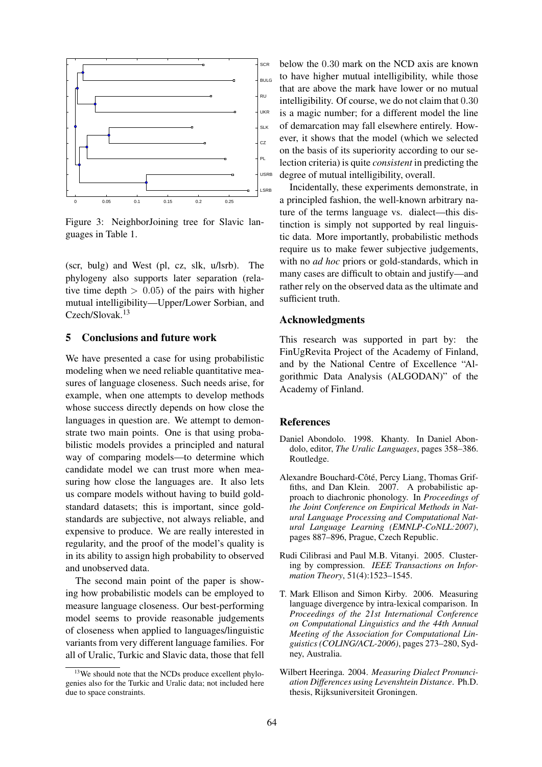Figure 3: NeighborJoining tree for Slavic languages in Table 1.

(scr, bulg) and West (pl, cz, slk, u/lsrb). The phylogeny also supports later separation (relative time depth $> 0.05$) of the pairs with higher mutual intelligibility—Upper/Lower Sorbian, and Czech/Slovak.[13]

## 5 Conclusions and future work

We have presented a case for using probabilistic modeling when we need reliable quantitative measures of language closeness. Such needs arise, for example, when one attempts to develop methods whose success directly depends on how close the languages in question are. We attempt to demonstrate two main points. One is that using probabilistic models provides a principled and natural way of comparing models—to determine which candidate model we can trust more when measuring how close the languages are. It also lets us compare models without having to build gold-standard datasets; this is important, since gold-standards are subjective, not always reliable, and expensive to produce. We are really interested in regularity, and the proof of the model's quality is in its ability to assign high probability to observed and unobserved data.

The second main point of the paper is showing how probabilistic models can be employed to measure language closeness. Our best-performing model seems to provide reasonable judgements of closeness when applied to languages/linguistic variants from very different language families. For all of Uralic, Turkic and Slavic data, those that fell below the $0.30$ mark on the NCD axis are known to have higher mutual intelligibility, while those that are above the mark have lower or no mutual intelligibility. Of course, we do not claim that $0.30$ is a magic number; for a different model the line of demarcation may fall elsewhere entirely. However, it shows that the model (which we selected on the basis of its superiority according to our selection criteria) is quite *consistent* in predicting the degree of mutual intelligibility, overall.

Incidentally, these experiments demonstrate, in a principled fashion, the well-known arbitrary nature of the terms language vs. dialect—this distinction is simply not supported by real linguistic data. More importantly, probabilistic methods require us to make fewer subjective judgements, with no *ad hoc* priors or gold-standards, which in many cases are difficult to obtain and justify—and rather rely on the observed data as the ultimate and sufficient truth.

[13] We should note that the NCDs produce excellent phylogenies also for the Turkic and Uralic data; not included here due to space constraints.

## Acknowledgments

This research was supported in part by: the FinUgRevita Project of the Academy of Finland, and by the National Centre of Excellence "Algorithmic Data Analysis (ALGODAN)" of the Academy of Finland.

## References

Daniel Abondolo. 1998. Khanty. In Daniel Abondolo, editor, *The Uralic Languages*, pages 358–386. Routledge.

Alexandre Bouchard-Côté, Percy Liang, Thomas Griffiths, and Dan Klein. 2007. A probabilistic approach to diachronic phonology. In *Proceedings of the Joint Conference on Empirical Methods in Natural Language Processing and Computational Natural Language Learning (EMNLP-CoNLL:2007)*, pages 887–896, Prague, Czech Republic.

Rudi Cilibrasi and Paul M.B. Vitanyi. 2005. Clustering by compression. *IEEE Transactions on Information Theory*, 51(4):1523–1545.

T. Mark Ellison and Simon Kirby. 2006. Measuring language divergence by intra-lexical comparison. In *Proceedings of the 21st International Conference on Computational Linguistics and the 44th Annual Meeting of the Association for Computational Linguistics (COLING/ACL-2006)*, pages 273–280, Sydney, Australia.

Wilbert Heeringa. 2004. *Measuring Dialect Pronunciation Differences using Levenshtein Distance*. Ph.D. thesis, Rijksuniversiteit Groningen.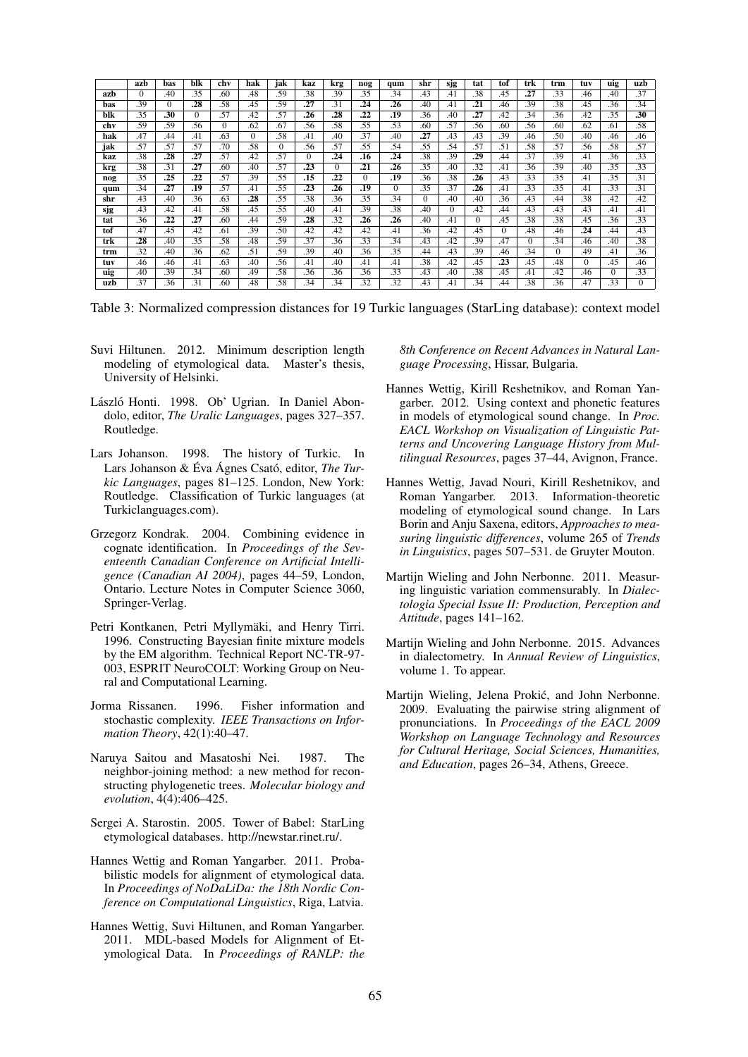| | azb | bas | blk | chv | hak | jak | kaz | krg | nog | qum | shr | sjg | tat | tof | trk | trm | tuv | uig | uzb |
|---|---|---|---|---|---|---|---|---|---|---|---|---|---|---|---|---|---|---|---|
| **azb** | 0 | .40 | .35 | .60 | .48 | .59 | .38 | .39 | .35 | .34 | .43 | .41 | .38 | .45 | **.27** | .33 | .46 | .40 | .37 |
| **bas** | .39 | 0 | **.28** | .58 | .45 | .59 | **.27** | .31 | **.24** | **.26** | .40 | .41 | **.21** | .46 | .39 | .38 | .45 | .36 | .34 |
| **blk** | .35 | **.30** | 0 | .57 | .42 | .57 | **.26** | **.28** | **.22** | **.19** | .36 | .40 | **.27** | .42 | .34 | .36 | .42 | .35 | **.30** |
| **chv** | .59 | .59 | .56 | 0 | .62 | .67 | .56 | .58 | .55 | .53 | .60 | .57 | .56 | .60 | .56 | .60 | .62 | .61 | .58 |
| **hak** | .47 | .44 | .41 | .63 | 0 | .58 | .41 | .40 | .37 | .40 | **.27** | .43 | .43 | .39 | .46 | .50 | .40 | .46 | .46 |
| **jak** | .57 | .57 | .57 | .70 | .58 | 0 | .56 | .57 | .55 | .54 | .55 | .54 | .57 | .51 | .58 | .57 | .56 | .58 | .57 |
| **kaz** | .38 | **.28** | **.27** | .57 | .42 | .57 | 0 | **.24** | **.16** | **.24** | .38 | .39 | **.29** | .44 | .37 | .39 | .41 | .36 | .33 |
| **krg** | .38 | .31 | **.27** | .60 | .40 | .57 | **.23** | 0 | **.21** | **.26** | .35 | .40 | .32 | .41 | .36 | .39 | .40 | .35 | .33 |
| **nog** | .35 | **.25** | **.22** | .57 | .39 | .55 | **.15** | **.22** | 0 | **.19** | .36 | .38 | **.26** | .43 | .33 | .35 | .41 | .35 | .31 |
| **qum** | .34 | **.27** | **.19** | .57 | .41 | .55 | **.23** | **.26** | **.19** | 0 | .35 | .37 | **.26** | .41 | .33 | .35 | .41 | .33 | .31 |
| **shr** | .43 | .40 | .36 | .63 | **.28** | .55 | .38 | .36 | .35 | .34 | 0 | .40 | .40 | .36 | .43 | .44 | .38 | .42 | .42 |
| **sjg** | .43 | .42 | .41 | .58 | .45 | .55 | .40 | .41 | .39 | .38 | .40 | 0 | .42 | .44 | .43 | .43 | .43 | .41 | .41 |
| **tat** | .36 | **.22** | **.27** | .60 | .44 | .59 | **.28** | .32 | **.26** | **.26** | .40 | .41 | 0 | .45 | .38 | .38 | .45 | .36 | .33 |
| **tof** | .47 | .45 | .42 | .61 | .39 | .50 | .42 | .42 | .42 | .41 | .36 | .42 | .45 | 0 | .48 | .46 | **.24** | .44 | .43 |
| **trk** | **.28** | .40 | .35 | .58 | .48 | .59 | .37 | .36 | .33 | .34 | .43 | .42 | .39 | .47 | 0 | .34 | .46 | .40 | .38 |
| **trm** | .32 | .40 | .36 | .62 | .51 | .59 | .39 | .40 | .36 | .35 | .44 | .43 | .39 | .46 | .34 | 0 | .49 | .41 | .36 |
| **tuv** | .46 | .46 | .41 | .63 | .40 | .56 | .41 | .40 | .41 | .41 | .38 | .42 | .45 | **.23** | .45 | .48 | 0 | .45 | .46 |
| **uig** | .40 | .39 | .34 | .60 | .49 | .58 | .36 | .36 | .36 | .33 | .43 | .40 | .38 | .45 | .41 | .42 | .46 | 0 | .33 |
| **uzb** | .37 | .36 | .31 | .60 | .48 | .58 | .34 | .34 | .32 | .32 | .43 | .41 | .34 | .44 | .38 | .36 | .47 | .33 | 0 |

Table 3: Normalized compression distances for 19 Turkic languages (StarLing database): context model

Suvi Hiltunen. 2012. Minimum description length modeling of etymological data. Master's thesis, University of Helsinki.

László Honti. 1998. Ob' Ugrian. In Daniel Abondolo, editor, *The Uralic Languages*, pages 327–357. Routledge.

Lars Johanson. 1998. The history of Turkic. In Lars Johanson & Éva Ágnes Csató, editor, *The Turkic Languages*, pages 81–125. London, New York: Routledge. Classification of Turkic languages (at Turkiclanguages.com).

Grzegorz Kondrak. 2004. Combining evidence in cognate identification. In *Proceedings of the Seventeenth Canadian Conference on Artificial Intelligence (Canadian AI 2004)*, pages 44–59, London, Ontario. Lecture Notes in Computer Science 3060, Springer-Verlag.

Petri Kontkanen, Petri Myllymäki, and Henry Tirri. 1996. Constructing Bayesian finite mixture models by the EM algorithm. Technical Report NC-TR-97-003, ESPRIT NeuroCOLT: Working Group on Neural and Computational Learning.

Jorma Rissanen. 1996. Fisher information and stochastic complexity. *IEEE Transactions on Information Theory*, 42(1):40–47.

Naruya Saitou and Masatoshi Nei. 1987. The neighbor-joining method: a new method for reconstructing phylogenetic trees. *Molecular biology and evolution*, 4(4):406–425.

Sergei A. Starostin. 2005. Tower of Babel: StarLing etymological databases. http://newstar.rinet.ru/.

Hannes Wettig and Roman Yangarber. 2011. Probabilistic models for alignment of etymological data. In *Proceedings of NoDaLiDa: the 18th Nordic Conference on Computational Linguistics*, Riga, Latvia.

Hannes Wettig, Suvi Hiltunen, and Roman Yangarber. 2011. MDL-based Models for Alignment of Etymological Data. In *Proceedings of RANLP: the 8th Conference on Recent Advances in Natural Language Processing*, Hissar, Bulgaria.

Hannes Wettig, Kirill Reshetnikov, and Roman Yangarber. 2012. Using context and phonetic features in models of etymological sound change. In *Proc. EACL Workshop on Visualization of Linguistic Patterns and Uncovering Language History from Multilingual Resources*, pages 37–44, Avignon, France.

Hannes Wettig, Javad Nouri, Kirill Reshetnikov, and Roman Yangarber. 2013. Information-theoretic modeling of etymological sound change. In Lars Borin and Anju Saxena, editors, *Approaches to measuring linguistic differences*, volume 265 of *Trends in Linguistics*, pages 507–531. de Gruyter Mouton.

Martijn Wieling and John Nerbonne. 2011. Measuring linguistic variation commensurably. In *Dialectologia Special Issue II: Production, Perception and Attitude*, pages 141–162.

Martijn Wieling and John Nerbonne. 2015. Advances in dialectometry. In *Annual Review of Linguistics*, volume 1. To appear.

Martijn Wieling, Jelena Prokić, and John Nerbonne. 2009. Evaluating the pairwise string alignment of pronunciations. In *Proceedings of the EACL 2009 Workshop on Language Technology and Resources for Cultural Heritage, Social Sciences, Humanities, and Education*, pages 26–34, Athens, Greece.